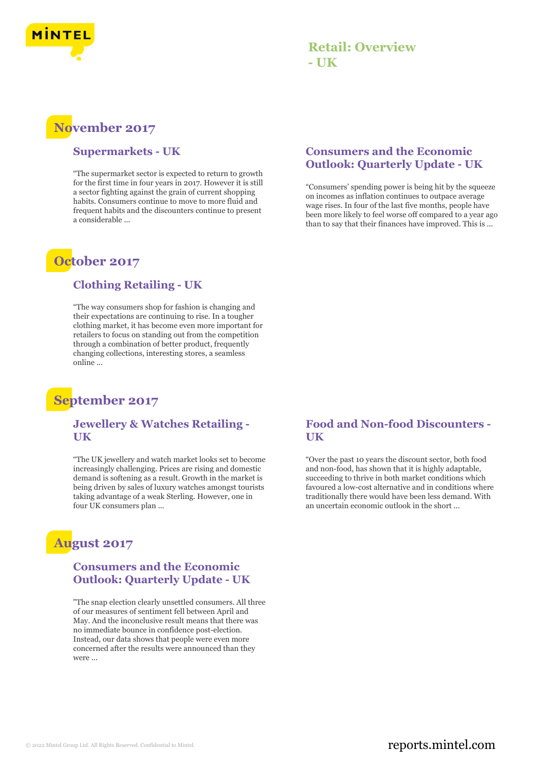# Retail: Overview - UK

## November 2017

### Supermarkets - UK

"The supermarket sector is expected to return to growth for the first time in four years in 2017. However it is still a sector fighting against the grain of current shopping habits. Consumers continue to move to more fluid and frequent habits and the discounters continue to present a considerable ...

### Consumers and the Economic Outlook: Quarterly Update - UK

"Consumers' spending power is being hit by the squeeze on incomes as inflation continues to outpace average wage rises. In four of the last five months, people have been more likely to feel worse off compared to a year ago than to say that their finances have improved. This is ...

## October 2017

### Clothing Retailing - UK

"The way consumers shop for fashion is changing and their expectations are continuing to rise. In a tougher clothing market, it has become even more important for retailers to focus on standing out from the competition through a combination of better product, frequently changing collections, interesting stores, a seamless online ...

## September 2017

### Jewellery & Watches Retailing - UK

"The UK jewellery and watch market looks set to become increasingly challenging. Prices are rising and domestic demand is softening as a result. Growth in the market is being driven by sales of luxury watches amongst tourists taking advantage of a weak Sterling. However, one in four UK consumers plan ...

### Food and Non-food Discounters - UK

"Over the past 10 years the discount sector, both food and non-food, has shown that it is highly adaptable, succeeding to thrive in both market conditions which favoured a low-cost alternative and in conditions where traditionally there would have been less demand. With an uncertain economic outlook in the short ...

## August 2017

### Consumers and the Economic Outlook: Quarterly Update - UK

"The snap election clearly unsettled consumers. All three of our measures of sentiment fell between April and May. And the inconclusive result means that there was no immediate bounce in confidence post-election. Instead, our data shows that people were even more concerned after the results were announced than they were ...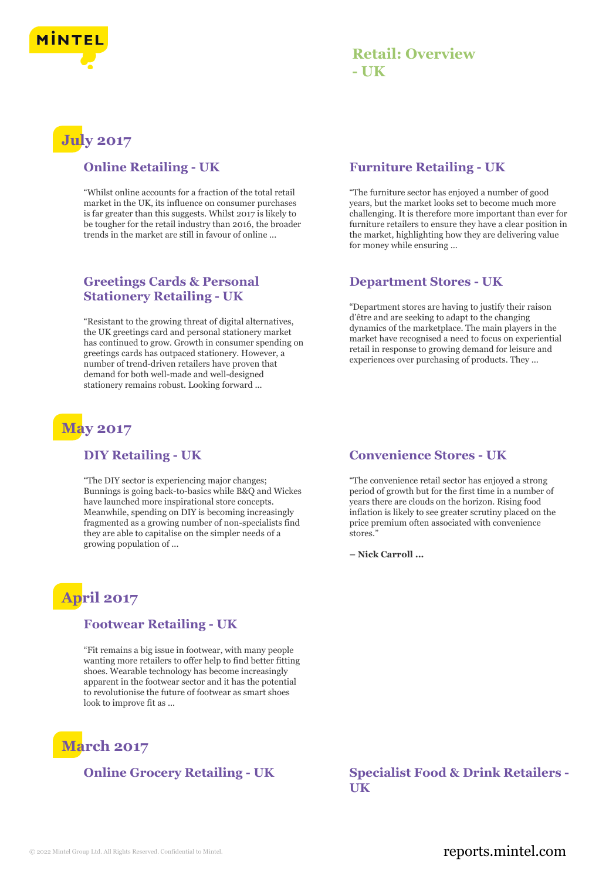# Retail: Overview - UK

## July 2017

### Online Retailing - UK

"Whilst online accounts for a fraction of the total retail market in the UK, its influence on consumer purchases is far greater than this suggests. Whilst 2017 is likely to be tougher for the retail industry than 2016, the broader trends in the market are still in favour of online ...

### Greetings Cards & Personal Stationery Retailing - UK

"Resistant to the growing threat of digital alternatives, the UK greetings card and personal stationery market has continued to grow. Growth in consumer spending on greetings cards has outpaced stationery. However, a number of trend-driven retailers have proven that demand for both well-made and well-designed stationery remains robust. Looking forward ...

### Furniture Retailing - UK

"The furniture sector has enjoyed a number of good years, but the market looks set to become much more challenging. It is therefore more important than ever for furniture retailers to ensure they have a clear position in the market, highlighting how they are delivering value for money while ensuring ...

### Department Stores - UK

"Department stores are having to justify their raison d'être and are seeking to adapt to the changing dynamics of the marketplace. The main players in the market have recognised a need to focus on experiential retail in response to growing demand for leisure and experiences over purchasing of products. They ...

## May 2017

### DIY Retailing - UK

"The DIY sector is experiencing major changes; Bunnings is going back-to-basics while B&Q and Wickes have launched more inspirational store concepts. Meanwhile, spending on DIY is becoming increasingly fragmented as a growing number of non-specialists find they are able to capitalise on the simpler needs of a growing population of ...

### Convenience Stores - UK

"The convenience retail sector has enjoyed a strong period of growth but for the first time in a number of years there are clouds on the horizon. Rising food inflation is likely to see greater scrutiny placed on the price premium often associated with convenience stores."

**– Nick Carroll ...**

## April 2017

### Footwear Retailing - UK

"Fit remains a big issue in footwear, with many people wanting more retailers to offer help to find better fitting shoes. Wearable technology has become increasingly apparent in the footwear sector and it has the potential to revolutionise the future of footwear as smart shoes look to improve fit as ...

## March 2017

### Online Grocery Retailing - UK

### Specialist Food & Drink Retailers - UK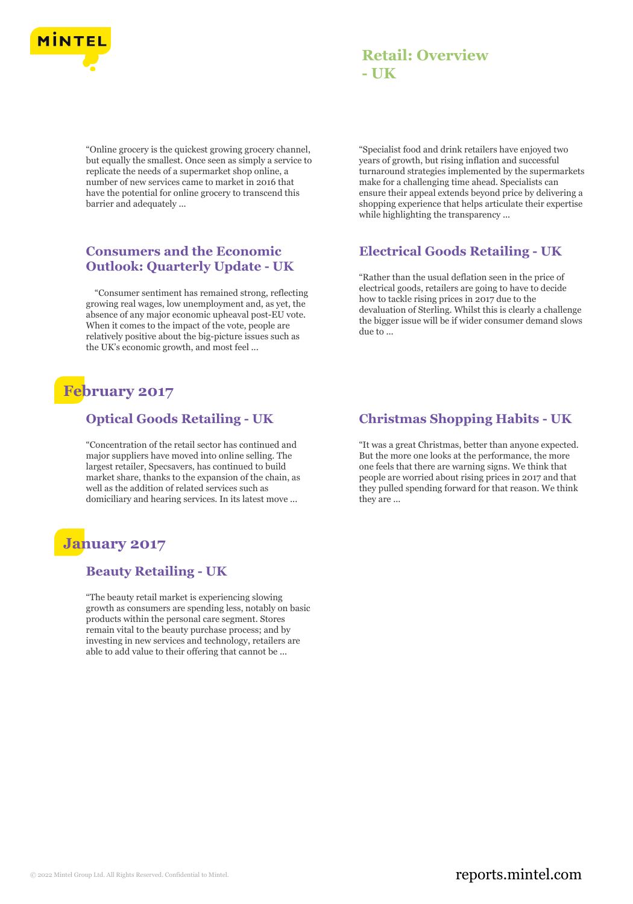"Online grocery is the quickest growing grocery channel, but equally the smallest. Once seen as simply a service to replicate the needs of a supermarket shop online, a number of new services came to market in 2016 that have the potential for online grocery to transcend this barrier and adequately ...

"Specialist food and drink retailers have enjoyed two years of growth, but rising inflation and successful turnaround strategies implemented by the supermarkets make for a challenging time ahead. Specialists can ensure their appeal extends beyond price by delivering a shopping experience that helps articulate their expertise while highlighting the transparency ...

### Consumers and the Economic Outlook: Quarterly Update - UK

"Consumer sentiment has remained strong, reflecting growing real wages, low unemployment and, as yet, the absence of any major economic upheaval post-EU vote. When it comes to the impact of the vote, people are relatively positive about the big-picture issues such as the UK's economic growth, and most feel ...

### Electrical Goods Retailing - UK

"Rather than the usual deflation seen in the price of electrical goods, retailers are going to have to decide how to tackle rising prices in 2017 due to the devaluation of Sterling. Whilst this is clearly a challenge the bigger issue will be if wider consumer demand slows due to ...

## February 2017

### Optical Goods Retailing - UK

"Concentration of the retail sector has continued and major suppliers have moved into online selling. The largest retailer, Specsavers, has continued to build market share, thanks to the expansion of the chain, as well as the addition of related services such as domiciliary and hearing services. In its latest move ...

### Christmas Shopping Habits - UK

"It was a great Christmas, better than anyone expected. But the more one looks at the performance, the more one feels that there are warning signs. We think that people are worried about rising prices in 2017 and that they pulled spending forward for that reason. We think they are ...

## January 2017

### Beauty Retailing - UK

"The beauty retail market is experiencing slowing growth as consumers are spending less, notably on basic products within the personal care segment. Stores remain vital to the beauty purchase process; and by investing in new services and technology, retailers are able to add value to their offering that cannot be ...